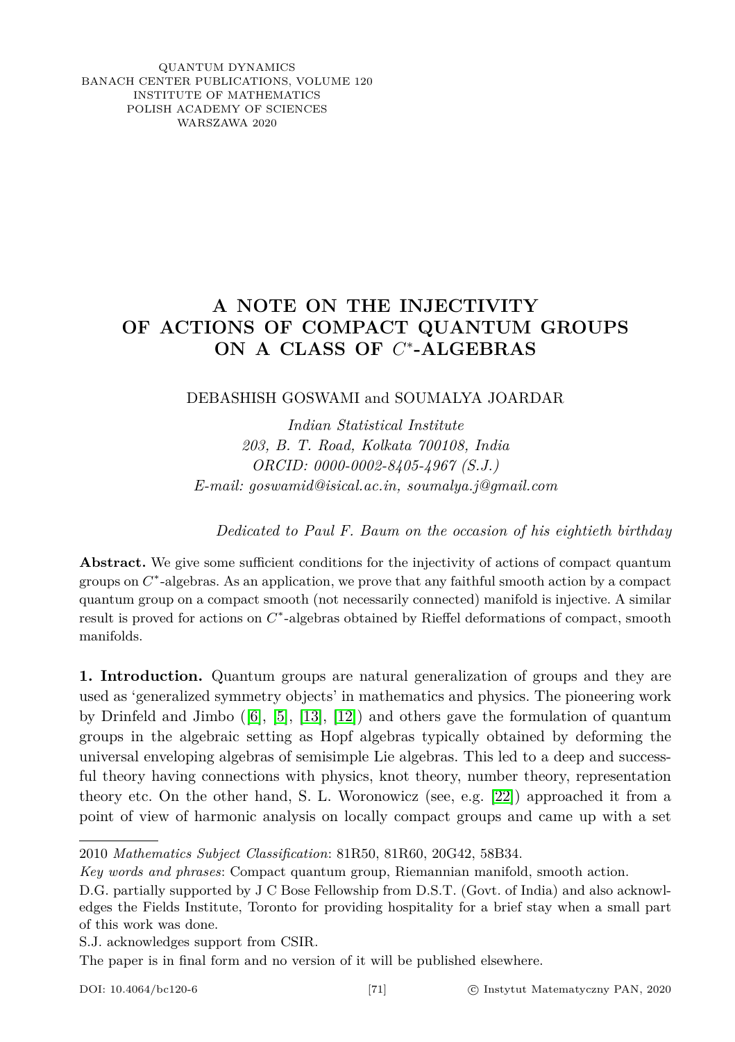QUANTUM DYNAMICS
BANACH CENTER PUBLICATIONS, VOLUME 120
INSTITUTE OF MATHEMATICS
POLISH ACADEMY OF SCIENCES
WARSZAWA 2020

# A NOTE ON THE INJECTIVITY OF ACTIONS OF COMPACT QUANTUM GROUPS ON A CLASS OF $C^*$-ALGEBRAS

DEBASHISH GOSWAMI and SOUMALYA JOARDAR

*Indian Statistical Institute*
*203, B. T. Road, Kolkata 700108, India*
*ORCID: 0000-0002-8405-4967 (S.J.)*
*E-mail: goswamid@isical.ac.in, soumalya.j@gmail.com*

*Dedicated to Paul F. Baum on the occasion of his eightieth birthday*

**Abstract.** We give some sufficient conditions for the injectivity of actions of compact quantum groups on $C^*$-algebras. As an application, we prove that any faithful smooth action by a compact quantum group on a compact smooth (not necessarily connected) manifold is injective. A similar result is proved for actions on $C^*$-algebras obtained by Rieffel deformations of compact, smooth manifolds.

**1. Introduction.** Quantum groups are natural generalization of groups and they are used as 'generalized symmetry objects' in mathematics and physics. The pioneering work by Drinfeld and Jimbo ([6], [5], [13], [12]) and others gave the formulation of quantum groups in the algebraic setting as Hopf algebras typically obtained by deforming the universal enveloping algebras of semisimple Lie algebras. This led to a deep and successful theory having connections with physics, knot theory, number theory, representation theory etc. On the other hand, S. L. Woronowicz (see, e.g. [22]) approached it from a point of view of harmonic analysis on locally compact groups and came up with a set

2010 *Mathematics Subject Classification*: 81R50, 81R60, 20G42, 58B34.

*Key words and phrases*: Compact quantum group, Riemannian manifold, smooth action.

D.G. partially supported by J C Bose Fellowship from D.S.T. (Govt. of India) and also acknowledges the Fields Institute, Toronto for providing hospitality for a brief stay when a small part of this work was done.

S.J. acknowledges support from CSIR.

The paper is in final form and no version of it will be published elsewhere.

DOI: 10.4064/bc120-6 © Instytut Matematyczny PAN, 2020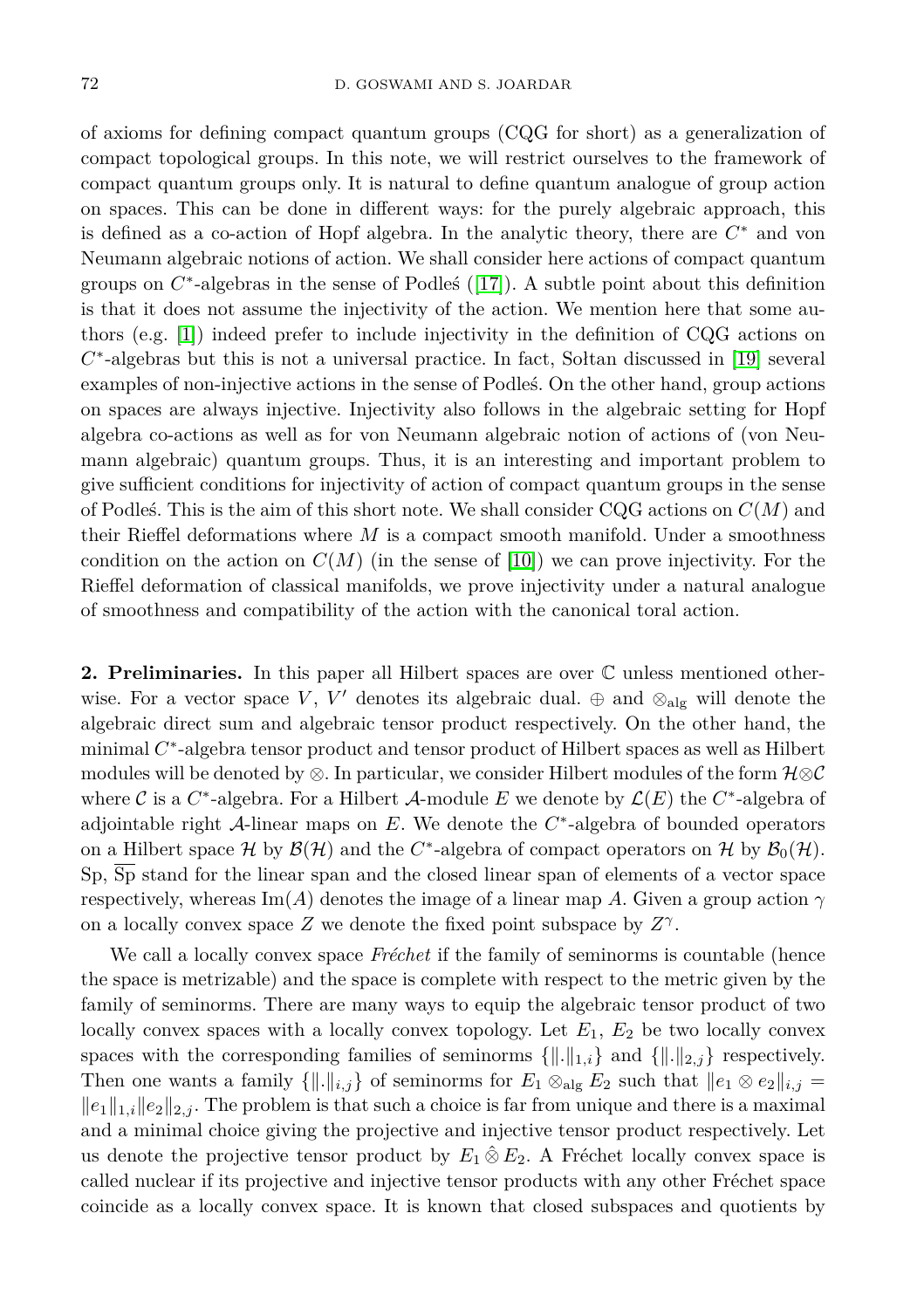of axioms for defining compact quantum groups (CQG for short) as a generalization of compact topological groups. In this note, we will restrict ourselves to the framework of compact quantum groups only. It is natural to define quantum analogue of group action on spaces. This can be done in different ways: for the purely algebraic approach, this is defined as a co-action of Hopf algebra. In the analytic theory, there are $C^*$ and von Neumann algebraic notions of action. We shall consider here actions of compact quantum groups on $C^*$-algebras in the sense of Podleś ([17]). A subtle point about this definition is that it does not assume the injectivity of the action. We mention here that some authors (e.g. [1]) indeed prefer to include injectivity in the definition of CQG actions on $C^*$-algebras but this is not a universal practice. In fact, Sołtan discussed in [19] several examples of non-injective actions in the sense of Podleś. On the other hand, group actions on spaces are always injective. Injectivity also follows in the algebraic setting for Hopf algebra co-actions as well as for von Neumann algebraic notion of actions of (von Neumann algebraic) quantum groups. Thus, it is an interesting and important problem to give sufficient conditions for injectivity of action of compact quantum groups in the sense of Podleś. This is the aim of this short note. We shall consider CQG actions on $C(M)$ and their Rieffel deformations where $M$ is a compact smooth manifold. Under a smoothness condition on the action on $C(M)$ (in the sense of [10]) we can prove injectivity. For the Rieffel deformation of classical manifolds, we prove injectivity under a natural analogue of smoothness and compatibility of the action with the canonical toral action.

**2. Preliminaries.** In this paper all Hilbert spaces are over $\mathbb{C}$ unless mentioned otherwise. For a vector space $V$, $V'$ denotes its algebraic dual. $\oplus$ and $\otimes_{\mathrm{alg}}$ will denote the algebraic direct sum and algebraic tensor product respectively. On the other hand, the minimal $C^*$-algebra tensor product and tensor product of Hilbert spaces as well as Hilbert modules will be denoted by $\otimes$. In particular, we consider Hilbert modules of the form $\mathcal{H} \otimes \mathcal{C}$ where $\mathcal{C}$ is a $C^*$-algebra. For a Hilbert $\mathcal{A}$-module $E$ we denote by $\mathcal{L}(E)$ the $C^*$-algebra of adjointable right $\mathcal{A}$-linear maps on $E$. We denote the $C^*$-algebra of bounded operators on a Hilbert space $\mathcal{H}$ by $\mathcal{B}(\mathcal{H})$ and the $C^*$-algebra of compact operators on $\mathcal{H}$ by $\mathcal{B}_0(\mathcal{H})$. Sp, $\overline{\mathrm{Sp}}$ stand for the linear span and the closed linear span of elements of a vector space respectively, whereas $\mathrm{Im}(A)$ denotes the image of a linear map $A$. Given a group action $\gamma$ on a locally convex space $Z$ we denote the fixed point subspace by $Z^\gamma$.

We call a locally convex space *Fréchet* if the family of seminorms is countable (hence the space is metrizable) and the space is complete with respect to the metric given by the family of seminorms. There are many ways to equip the algebraic tensor product of two locally convex spaces with a locally convex topology. Let $E_1$, $E_2$ be two locally convex spaces with the corresponding families of seminorms $\{\|.\|_{1,i}\}$ and $\{\|.\|_{2,j}\}$ respectively. Then one wants a family $\{\|.\|_{i,j}\}$ of seminorms for $E_1 \otimes_{\mathrm{alg}} E_2$ such that $\|e_1 \otimes e_2\|_{i,j} = \|e_1\|_{1,i}\|e_2\|_{2,j}$. The problem is that such a choice is far from unique and there is a maximal and a minimal choice giving the projective and injective tensor product respectively. Let us denote the projective tensor product by $E_1 \hat{\otimes} E_2$. A Fréchet locally convex space is called nuclear if its projective and injective tensor products with any other Fréchet space coincide as a locally convex space. It is known that closed subspaces and quotients by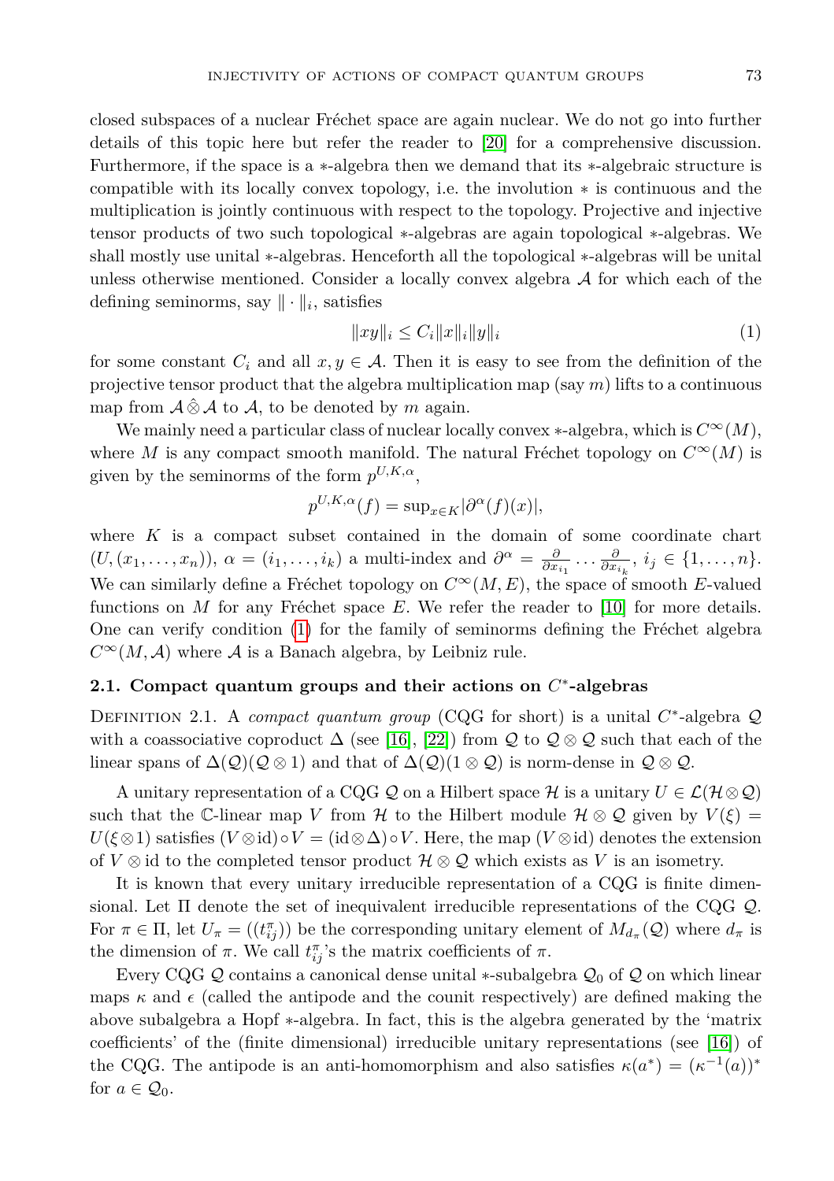closed subspaces of a nuclear Fréchet space are again nuclear. We do not go into further details of this topic here but refer the reader to [20] for a comprehensive discussion. Furthermore, if the space is a $*$-algebra then we demand that its $*$-algebraic structure is compatible with its locally convex topology, i.e. the involution $*$ is continuous and the multiplication is jointly continuous with respect to the topology. Projective and injective tensor products of two such topological $*$-algebras are again topological $*$-algebras. We shall mostly use unital $*$-algebras. Henceforth all the topological $*$-algebras will be unital unless otherwise mentioned. Consider a locally convex algebra $\mathcal{A}$ for which each of the defining seminorms, say $\|\cdot\|_i$, satisfies

$$\|xy\|_i \le C_i \|x\|_i \|y\|_i \tag{1}$$

for some constant $C_i$ and all $x, y \in \mathcal{A}$. Then it is easy to see from the definition of the projective tensor product that the algebra multiplication map (say $m$) lifts to a continuous map from $\mathcal{A} \hat{\otimes} \mathcal{A}$ to $\mathcal{A}$, to be denoted by $m$ again.

We mainly need a particular class of nuclear locally convex $*$-algebra, which is $C^\infty(M)$, where $M$ is any compact smooth manifold. The natural Fréchet topology on $C^\infty(M)$ is given by the seminorms of the form $p^{U,K,\alpha}$,

$$p^{U,K,\alpha}(f) = \sup_{x \in K} |\partial^\alpha(f)(x)|,$$

where $K$ is a compact subset contained in the domain of some coordinate chart $(U, (x_1, \ldots, x_n))$, $\alpha = (i_1, \ldots, i_k)$ a multi-index and $\partial^\alpha = \frac{\partial}{\partial x_{i_1}} \cdots \frac{\partial}{\partial x_{i_k}}$, $i_j \in \{1, \ldots, n\}$. We can similarly define a Fréchet topology on $C^\infty(M, E)$, the space of smooth $E$-valued functions on $M$ for any Fréchet space $E$. We refer the reader to [10] for more details. One can verify condition (1) for the family of seminorms defining the Fréchet algebra $C^\infty(M, \mathcal{A})$ where $\mathcal{A}$ is a Banach algebra, by Leibniz rule.

### 2.1. Compact quantum groups and their actions on $C^*$-algebras

Definition 2.1. A *compact quantum group* (CQG for short) is a unital $C^*$-algebra $\mathcal{Q}$ with a coassociative coproduct $\Delta$ (see [16], [22]) from $\mathcal{Q}$ to $\mathcal{Q} \otimes \mathcal{Q}$ such that each of the linear spans of $\Delta(\mathcal{Q})(\mathcal{Q} \otimes 1)$ and that of $\Delta(\mathcal{Q})(1 \otimes \mathcal{Q})$ is norm-dense in $\mathcal{Q} \otimes \mathcal{Q}$.

A unitary representation of a CQG $\mathcal{Q}$ on a Hilbert space $\mathcal{H}$ is a unitary $U \in \mathcal{L}(\mathcal{H} \otimes \mathcal{Q})$ such that the $\mathbb{C}$-linear map $V$ from $\mathcal{H}$ to the Hilbert module $\mathcal{H} \otimes \mathcal{Q}$ given by $V(\xi) = U(\xi \otimes 1)$ satisfies $(V \otimes \mathrm{id}) \circ V = (\mathrm{id} \otimes \Delta) \circ V$. Here, the map $(V \otimes \mathrm{id})$ denotes the extension of $V \otimes \mathrm{id}$ to the completed tensor product $\mathcal{H} \otimes \mathcal{Q}$ which exists as $V$ is an isometry.

It is known that every unitary irreducible representation of a CQG is finite dimensional. Let $\Pi$ denote the set of inequivalent irreducible representations of the CQG $\mathcal{Q}$. For $\pi \in \Pi$, let $U_\pi = ((t^\pi_{ij}))$ be the corresponding unitary element of $M_{d_\pi}(\mathcal{Q})$ where $d_\pi$ is the dimension of $\pi$. We call $t^\pi_{ij}$'s the matrix coefficients of $\pi$.

Every CQG $\mathcal{Q}$ contains a canonical dense unital $*$-subalgebra $\mathcal{Q}_0$ of $\mathcal{Q}$ on which linear maps $\kappa$ and $\epsilon$ (called the antipode and the counit respectively) are defined making the above subalgebra a Hopf $*$-algebra. In fact, this is the algebra generated by the 'matrix coefficients' of the (finite dimensional) irreducible unitary representations (see [16]) of the CQG. The antipode is an anti-homomorphism and also satisfies $\kappa(a^*) = (\kappa^{-1}(a))^*$ for $a \in \mathcal{Q}_0$.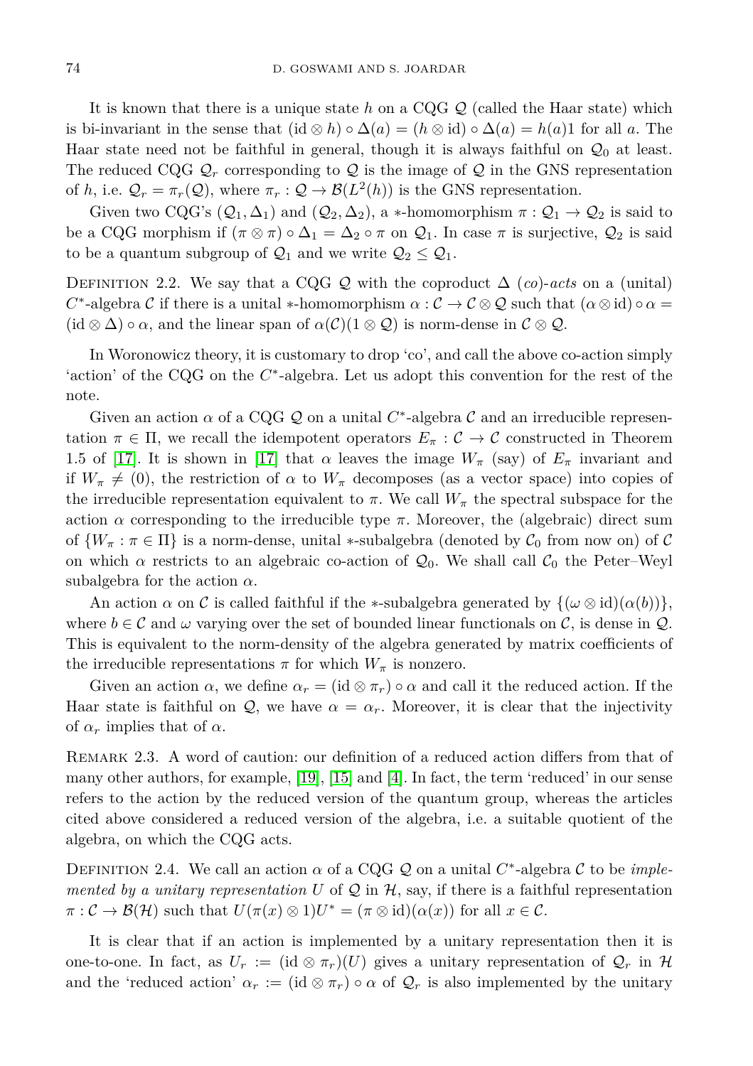It is known that there is a unique state $h$ on a CQG $\mathcal{Q}$ (called the Haar state) which is bi-invariant in the sense that $(\mathrm{id} \otimes h) \circ \Delta(a) = (h \otimes \mathrm{id}) \circ \Delta(a) = h(a)1$ for all $a$. The Haar state need not be faithful in general, though it is always faithful on $\mathcal{Q}_0$ at least. The reduced CQG $\mathcal{Q}_r$ corresponding to $\mathcal{Q}$ is the image of $\mathcal{Q}$ in the GNS representation of $h$, i.e. $\mathcal{Q}_r = \pi_r(\mathcal{Q})$, where $\pi_r : \mathcal{Q} \to \mathcal{B}(L^2(h))$ is the GNS representation.

Given two CQG's $(\mathcal{Q}_1, \Delta_1)$ and $(\mathcal{Q}_2, \Delta_2)$, a $*$-homomorphism $\pi : \mathcal{Q}_1 \to \mathcal{Q}_2$ is said to be a CQG morphism if $(\pi \otimes \pi) \circ \Delta_1 = \Delta_2 \circ \pi$ on $\mathcal{Q}_1$. In case $\pi$ is surjective, $\mathcal{Q}_2$ is said to be a quantum subgroup of $\mathcal{Q}_1$ and we write $\mathcal{Q}_2 \leq \mathcal{Q}_1$.

Definition 2.2. We say that a CQG $\mathcal{Q}$ with the coproduct $\Delta$ *(co)-acts* on a (unital) $C^*$-algebra $\mathcal{C}$ if there is a unital $*$-homomorphism $\alpha : \mathcal{C} \to \mathcal{C} \otimes \mathcal{Q}$ such that $(\alpha \otimes \mathrm{id}) \circ \alpha = (\mathrm{id} \otimes \Delta) \circ \alpha$, and the linear span of $\alpha(\mathcal{C})(1 \otimes \mathcal{Q})$ is norm-dense in $\mathcal{C} \otimes \mathcal{Q}$.

In Woronowicz theory, it is customary to drop 'co', and call the above co-action simply 'action' of the CQG on the $C^*$-algebra. Let us adopt this convention for the rest of the note.

Given an action $\alpha$ of a CQG $\mathcal{Q}$ on a unital $C^*$-algebra $\mathcal{C}$ and an irreducible representation $\pi \in \Pi$, we recall the idempotent operators $E_\pi : \mathcal{C} \to \mathcal{C}$ constructed in Theorem 1.5 of [17]. It is shown in [17] that $\alpha$ leaves the image $W_\pi$ (say) of $E_\pi$ invariant and if $W_\pi \neq (0)$, the restriction of $\alpha$ to $W_\pi$ decomposes (as a vector space) into copies of the irreducible representation equivalent to $\pi$. We call $W_\pi$ the spectral subspace for the action $\alpha$ corresponding to the irreducible type $\pi$. Moreover, the (algebraic) direct sum of $\{W_\pi : \pi \in \Pi\}$ is a norm-dense, unital $*$-subalgebra (denoted by $\mathcal{C}_0$ from now on) of $\mathcal{C}$ on which $\alpha$ restricts to an algebraic co-action of $\mathcal{Q}_0$. We shall call $\mathcal{C}_0$ the Peter–Weyl subalgebra for the action $\alpha$.

An action $\alpha$ on $\mathcal{C}$ is called faithful if the $*$-subalgebra generated by $\{(\omega \otimes \mathrm{id})(\alpha(b))\}$, where $b \in \mathcal{C}$ and $\omega$ varying over the set of bounded linear functionals on $\mathcal{C}$, is dense in $\mathcal{Q}$. This is equivalent to the norm-density of the algebra generated by matrix coefficients of the irreducible representations $\pi$ for which $W_\pi$ is nonzero.

Given an action $\alpha$, we define $\alpha_r = (\mathrm{id} \otimes \pi_r) \circ \alpha$ and call it the reduced action. If the Haar state is faithful on $\mathcal{Q}$, we have $\alpha = \alpha_r$. Moreover, it is clear that the injectivity of $\alpha_r$ implies that of $\alpha$.

Remark 2.3. A word of caution: our definition of a reduced action differs from that of many other authors, for example, [19], [15] and [4]. In fact, the term 'reduced' in our sense refers to the action by the reduced version of the quantum group, whereas the articles cited above considered a reduced version of the algebra, i.e. a suitable quotient of the algebra, on which the CQG acts.

Definition 2.4. We call an action $\alpha$ of a CQG $\mathcal{Q}$ on a unital $C^*$-algebra $\mathcal{C}$ to be *implemented by a unitary representation* $U$ *of* $\mathcal{Q}$ *in* $\mathcal{H}$, say, if there is a faithful representation $\pi : \mathcal{C} \to \mathcal{B}(\mathcal{H})$ such that $U(\pi(x) \otimes 1)U^* = (\pi \otimes \mathrm{id})(\alpha(x))$ for all $x \in \mathcal{C}$.

It is clear that if an action is implemented by a unitary representation then it is one-to-one. In fact, as $U_r := (\mathrm{id} \otimes \pi_r)(U)$ gives a unitary representation of $\mathcal{Q}_r$ in $\mathcal{H}$ and the 'reduced action' $\alpha_r := (\mathrm{id} \otimes \pi_r) \circ \alpha$ of $\mathcal{Q}_r$ is also implemented by the unitary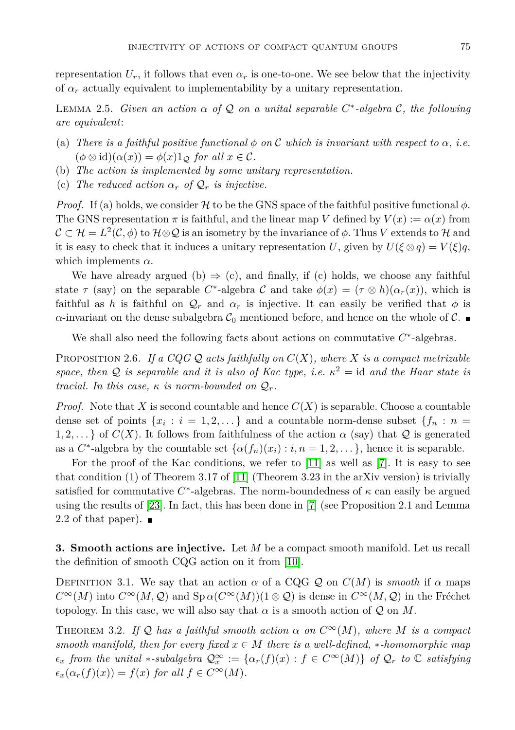representation $U_r$, it follows that even $\alpha_r$ is one-to-one. We see below that the injectivity of $\alpha_r$ actually equivalent to implementability by a unitary representation.

Lemma 2.5. *Given an action $\alpha$ of $\mathcal{Q}$ on a unital separable $C^*$-algebra $\mathcal{C}$, the following are equivalent*:

(a) *There is a faithful positive functional $\phi$ on $\mathcal{C}$ which is invariant with respect to $\alpha$, i.e. $(\phi \otimes \mathrm{id})(\alpha(x)) = \phi(x)1_{\mathcal{Q}}$ for all $x \in \mathcal{C}$.*
(b) *The action is implemented by some unitary representation.*
(c) *The reduced action $\alpha_r$ of $\mathcal{Q}_r$ is injective.*

*Proof.* If (a) holds, we consider $\mathcal{H}$ to be the GNS space of the faithful positive functional $\phi$. The GNS representation $\pi$ is faithful, and the linear map $V$ defined by $V(x) := \alpha(x)$ from $\mathcal{C} \subset \mathcal{H} = L^2(\mathcal{C}, \phi)$ to $\mathcal{H} \bar{\otimes} \mathcal{Q}$ is an isometry by the invariance of $\phi$. Thus $V$ extends to $\mathcal{H}$ and it is easy to check that it induces a unitary representation $U$, given by $U(\xi \otimes q) = V(\xi)q$, which implements $\alpha$.

We have already argued (b) $\Rightarrow$ (c), and finally, if (c) holds, we choose any faithful state $\tau$ (say) on the separable $C^*$-algebra $\mathcal{C}$ and take $\phi(x) = (\tau \otimes h)(\alpha_r(x))$, which is faithful as $h$ is faithful on $\mathcal{Q}_r$ and $\alpha_r$ is injective. It can easily be verified that $\phi$ is $\alpha$-invariant on the dense subalgebra $\mathcal{C}_0$ mentioned before, and hence on the whole of $\mathcal{C}$. ∎

We shall also need the following facts about actions on commutative $C^*$-algebras.

Proposition 2.6. *If a CQG $\mathcal{Q}$ acts faithfully on $C(X)$, where $X$ is a compact metrizable space, then $\mathcal{Q}$ is separable and it is also of Kac type, i.e. $\kappa^2 = \mathrm{id}$ and the Haar state is tracial. In this case, $\kappa$ is norm-bounded on $\mathcal{Q}_r$.*

*Proof.* Note that $X$ is second countable and hence $C(X)$ is separable. Choose a countable dense set of points $\{x_i : i = 1, 2, \dots\}$ and a countable norm-dense subset $\{f_n : n = 1, 2, \dots\}$ of $C(X)$. It follows from faithfulness of the action $\alpha$ (say) that $\mathcal{Q}$ is generated as a $C^*$-algebra by the countable set $\{\alpha(f_n)(x_i) : i, n = 1, 2, \dots\}$, hence it is separable.

For the proof of the Kac conditions, we refer to [11] as well as [7]. It is easy to see that condition (1) of Theorem 3.17 of [11] (Theorem 3.23 in the arXiv version) is trivially satisfied for commutative $C^*$-algebras. The norm-boundedness of $\kappa$ can easily be argued using the results of [23]. In fact, this has been done in [7] (see Proposition 2.1 and Lemma 2.2 of that paper). ∎

## 3. Smooth actions are injective.

Let $M$ be a compact smooth manifold. Let us recall the definition of smooth CQG action on it from [10].

Definition 3.1. We say that an action $\alpha$ of a CQG $\mathcal{Q}$ on $C(M)$ is *smooth* if $\alpha$ maps $C^\infty(M)$ into $C^\infty(M, \mathcal{Q})$ and $\mathrm{Sp}\, \alpha(C^\infty(M))(1 \otimes \mathcal{Q})$ is dense in $C^\infty(M, \mathcal{Q})$ in the Fréchet topology. In this case, we will also say that $\alpha$ is a smooth action of $\mathcal{Q}$ on $M$.

Theorem 3.2. *If $\mathcal{Q}$ has a faithful smooth action $\alpha$ on $C^\infty(M)$, where $M$ is a compact smooth manifold, then for every fixed $x \in M$ there is a well-defined, $*$-homomorphic map $\epsilon_x$ from the unital $*$-subalgebra $\mathcal{Q}_x^\infty := \{\alpha_r(f)(x) : f \in C^\infty(M)\}$ of $\mathcal{Q}_r$ to $\mathbb{C}$ satisfying $\epsilon_x(\alpha_r(f)(x)) = f(x)$ for all $f \in C^\infty(M)$.*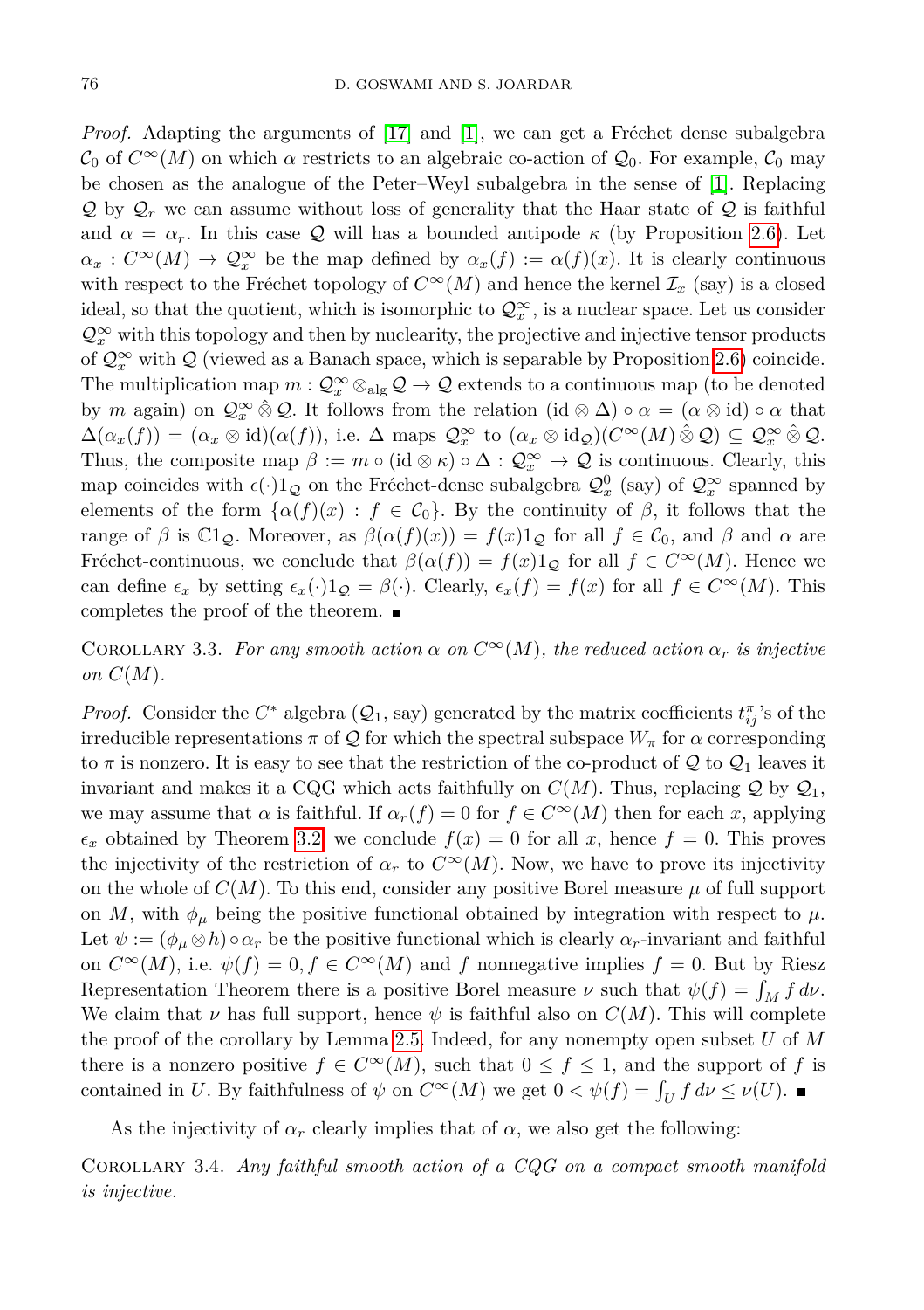*Proof.* Adapting the arguments of [17] and [1], we can get a Fréchet dense subalgebra $\mathcal{C}_0$ of $C^\infty(M)$ on which $\alpha$ restricts to an algebraic co-action of $\mathcal{Q}_0$. For example, $\mathcal{C}_0$ may be chosen as the analogue of the Peter–Weyl subalgebra in the sense of [1]. Replacing $\mathcal{Q}$ by $\mathcal{Q}_r$ we can assume without loss of generality that the Haar state of $\mathcal{Q}$ is faithful and $\alpha = \alpha_r$. In this case $\mathcal{Q}$ will has a bounded antipode $\kappa$ (by Proposition 2.6). Let $\alpha_x : C^\infty(M) \to \mathcal{Q}_x^\infty$ be the map defined by $\alpha_x(f) := \alpha(f)(x)$. It is clearly continuous with respect to the Fréchet topology of $C^\infty(M)$ and hence the kernel $\mathcal{I}_x$ (say) is a closed ideal, so that the quotient, which is isomorphic to $\mathcal{Q}_x^\infty$, is a nuclear space. Let us consider $\mathcal{Q}_x^\infty$ with this topology and then by nuclearity, the projective and injective tensor products of $\mathcal{Q}_x^\infty$ with $\mathcal{Q}$ (viewed as a Banach space, which is separable by Proposition 2.6) coincide. The multiplication map $m : \mathcal{Q}_x^\infty \otimes_{\mathrm{alg}} \mathcal{Q} \to \mathcal{Q}$ extends to a continuous map (to be denoted by $m$ again) on $\mathcal{Q}_x^\infty \hat{\otimes} \mathcal{Q}$. It follows from the relation $(\mathrm{id} \otimes \Delta) \circ \alpha = (\alpha \otimes \mathrm{id}) \circ \alpha$ that $\Delta(\alpha_x(f)) = (\alpha_x \otimes \mathrm{id})(\alpha(f))$, i.e. $\Delta$ maps $\mathcal{Q}_x^\infty$ to $(\alpha_x \otimes \mathrm{id}_{\mathcal{Q}})(C^\infty(M) \hat{\otimes} \mathcal{Q}) \subseteq \mathcal{Q}_x^\infty \hat{\otimes} \mathcal{Q}$. Thus, the composite map $\beta := m \circ (\mathrm{id} \otimes \kappa) \circ \Delta : \mathcal{Q}_x^\infty \to \mathcal{Q}$ is continuous. Clearly, this map coincides with $\epsilon(\cdot)1_{\mathcal{Q}}$ on the Fréchet-dense subalgebra $\mathcal{Q}_x^0$ (say) of $\mathcal{Q}_x^\infty$ spanned by elements of the form $\{\alpha(f)(x) : f \in \mathcal{C}_0\}$. By the continuity of $\beta$, it follows that the range of $\beta$ is $\mathbb{C}1_{\mathcal{Q}}$. Moreover, as $\beta(\alpha(f)(x)) = f(x)1_{\mathcal{Q}}$ for all $f \in \mathcal{C}_0$, and $\beta$ and $\alpha$ are Fréchet-continuous, we conclude that $\beta(\alpha(f)) = f(x)1_{\mathcal{Q}}$ for all $f \in C^\infty(M)$. Hence we can define $\epsilon_x$ by setting $\epsilon_x(\cdot)1_{\mathcal{Q}} = \beta(\cdot)$. Clearly, $\epsilon_x(f) = f(x)$ for all $f \in C^\infty(M)$. This completes the proof of the theorem. ∎

Corollary 3.3. *For any smooth action $\alpha$ on $C^\infty(M)$, the reduced action $\alpha_r$ is injective on $C(M)$.*

*Proof.* Consider the $C^*$ algebra ($\mathcal{Q}_1$, say) generated by the matrix coefficients $t_{ij}^\pi$'s of the irreducible representations $\pi$ of $\mathcal{Q}$ for which the spectral subspace $W_\pi$ for $\alpha$ corresponding to $\pi$ is nonzero. It is easy to see that the restriction of the co-product of $\mathcal{Q}$ to $\mathcal{Q}_1$ leaves it invariant and makes it a CQG which acts faithfully on $C(M)$. Thus, replacing $\mathcal{Q}$ by $\mathcal{Q}_1$, we may assume that $\alpha$ is faithful. If $\alpha_r(f) = 0$ for $f \in C^\infty(M)$ then for each $x$, applying $\epsilon_x$ obtained by Theorem 3.2, we conclude $f(x) = 0$ for all $x$, hence $f = 0$. This proves the injectivity of the restriction of $\alpha_r$ to $C^\infty(M)$. Now, we have to prove its injectivity on the whole of $C(M)$. To this end, consider any positive Borel measure $\mu$ of full support on $M$, with $\phi_\mu$ being the positive functional obtained by integration with respect to $\mu$. Let $\psi := (\phi_\mu \otimes h) \circ \alpha_r$ be the positive functional which is clearly $\alpha_r$-invariant and faithful on $C^\infty(M)$, i.e. $\psi(f) = 0, f \in C^\infty(M)$ and $f$ nonnegative implies $f = 0$. But by Riesz Representation Theorem there is a positive Borel measure $\nu$ such that $\psi(f) = \int_M f\, d\nu$. We claim that $\nu$ has full support, hence $\psi$ is faithful also on $C(M)$. This will complete the proof of the corollary by Lemma 2.5. Indeed, for any nonempty open subset $U$ of $M$ there is a nonzero positive $f \in C^\infty(M)$, such that $0 \leq f \leq 1$, and the support of $f$ is contained in $U$. By faithfulness of $\psi$ on $C^\infty(M)$ we get $0 < \psi(f) = \int_U f\, d\nu \leq \nu(U)$. ∎

As the injectivity of $\alpha_r$ clearly implies that of $\alpha$, we also get the following:

Corollary 3.4. *Any faithful smooth action of a CQG on a compact smooth manifold is injective.*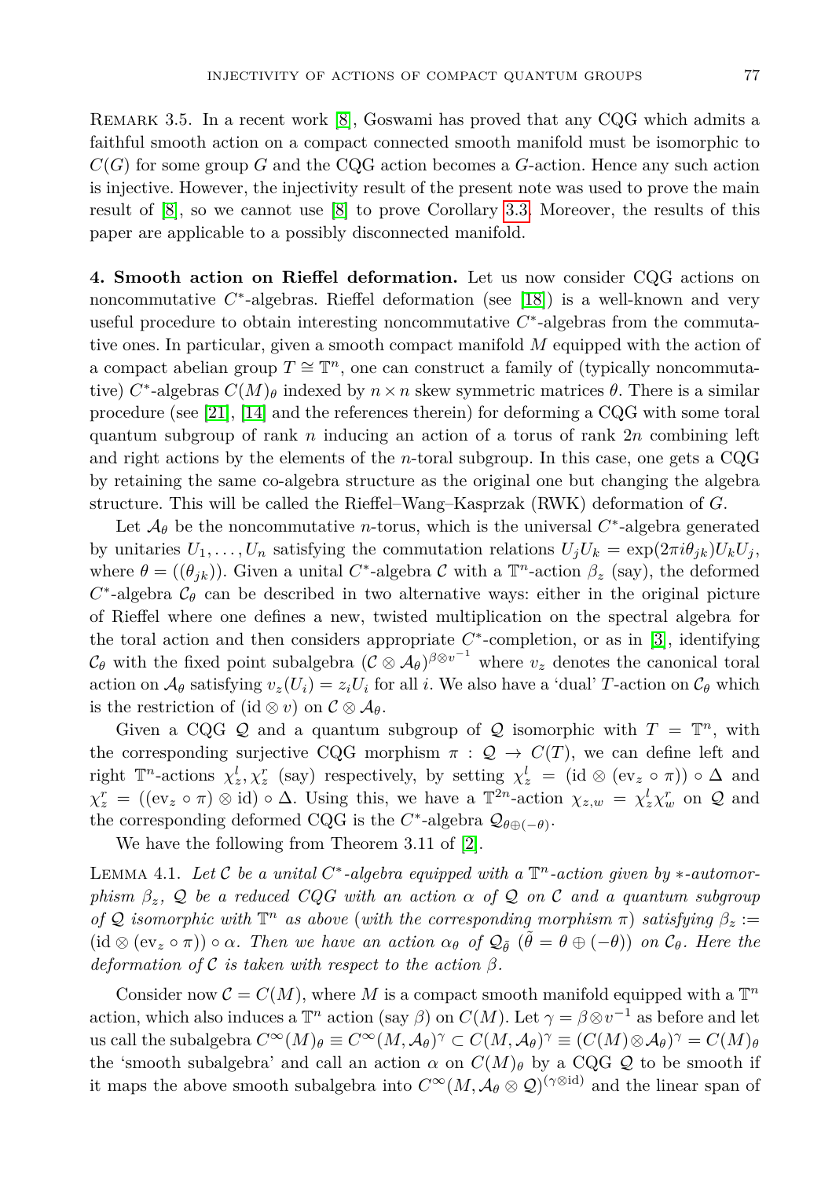Remark 3.5. In a recent work [8], Goswami has proved that any CQG which admits a faithful smooth action on a compact connected smooth manifold must be isomorphic to $C(G)$ for some group $G$ and the CQG action becomes a $G$-action. Hence any such action is injective. However, the injectivity result of the present note was used to prove the main result of [8], so we cannot use [8] to prove Corollary 3.3. Moreover, the results of this paper are applicable to a possibly disconnected manifold.

**4. Smooth action on Rieffel deformation.** Let us now consider CQG actions on noncommutative $C^*$-algebras. Rieffel deformation (see [18]) is a well-known and very useful procedure to obtain interesting noncommutative $C^*$-algebras from the commutative ones. In particular, given a smooth compact manifold $M$ equipped with the action of a compact abelian group $T \cong \mathbb{T}^n$, one can construct a family of (typically noncommutative) $C^*$-algebras $C(M)_\theta$ indexed by $n \times n$ skew symmetric matrices $\theta$. There is a similar procedure (see [21], [14] and the references therein) for deforming a CQG with some toral quantum subgroup of rank $n$ inducing an action of a torus of rank $2n$ combining left and right actions by the elements of the $n$-toral subgroup. In this case, one gets a CQG by retaining the same co-algebra structure as the original one but changing the algebra structure. This will be called the Rieffel–Wang–Kasprzak (RWK) deformation of $G$.

Let $\mathcal{A}_\theta$ be the noncommutative $n$-torus, which is the universal $C^*$-algebra generated by unitaries $U_1, \dots, U_n$ satisfying the commutation relations $U_j U_k = \exp(2\pi i \theta_{jk}) U_k U_j$, where $\theta = ((\theta_{jk}))$. Given a unital $C^*$-algebra $\mathcal{C}$ with a $\mathbb{T}^n$-action $\beta_z$ (say), the deformed $C^*$-algebra $\mathcal{C}_\theta$ can be described in two alternative ways: either in the original picture of Rieffel where one defines a new, twisted multiplication on the spectral algebra for the toral action and then considers appropriate $C^*$-completion, or as in [3], identifying $\mathcal{C}_\theta$ with the fixed point subalgebra $(\mathcal{C} \otimes \mathcal{A}_\theta)^{\beta \otimes v^{-1}}$ where $v_z$ denotes the canonical toral action on $\mathcal{A}_\theta$ satisfying $v_z(U_i) = z_i U_i$ for all $i$. We also have a 'dual' $T$-action on $\mathcal{C}_\theta$ which is the restriction of $(\mathrm{id} \otimes v)$ on $\mathcal{C} \otimes \mathcal{A}_\theta$.

Given a CQG $\mathcal{Q}$ and a quantum subgroup of $\mathcal{Q}$ isomorphic with $T = \mathbb{T}^n$, with the corresponding surjective CQG morphism $\pi : \mathcal{Q} \to C(T)$, we can define left and right $\mathbb{T}^n$-actions $\chi^l_z, \chi^r_z$ (say) respectively, by setting $\chi^l_z = (\mathrm{id} \otimes (\mathrm{ev}_z \circ \pi)) \circ \Delta$ and $\chi^r_z = ((\mathrm{ev}_z \circ \pi) \otimes \mathrm{id}) \circ \Delta$. Using this, we have a $\mathbb{T}^{2n}$-action $\chi_{z,w} = \chi^l_z \chi^r_w$ on $\mathcal{Q}$ and the corresponding deformed CQG is the $C^*$-algebra $\mathcal{Q}_{\theta \oplus (-\theta)}$.

We have the following from Theorem 3.11 of [2].

Lemma 4.1. *Let $\mathcal{C}$ be a unital $C^*$-algebra equipped with a $\mathbb{T}^n$-action given by $*$-automorphism $\beta_z$, $\mathcal{Q}$ be a reduced CQG with an action $\alpha$ of $\mathcal{Q}$ on $\mathcal{C}$ and a quantum subgroup of $\mathcal{Q}$ isomorphic with $\mathbb{T}^n$ as above (with the corresponding morphism $\pi$) satisfying $\beta_z := (\mathrm{id} \otimes (\mathrm{ev}_z \circ \pi)) \circ \alpha$. Then we have an action $\alpha_\theta$ of $\mathcal{Q}_{\tilde{\theta}}$ ($\tilde{\theta} = \theta \oplus (-\theta)$) on $\mathcal{C}_\theta$. Here the deformation of $\mathcal{C}$ is taken with respect to the action $\beta$.*

Consider now $\mathcal{C} = C(M)$, where $M$ is a compact smooth manifold equipped with a $\mathbb{T}^n$ action, which also induces a $\mathbb{T}^n$ action (say $\beta$) on $C(M)$. Let $\gamma = \beta \otimes v^{-1}$ as before and let us call the subalgebra $C^\infty(M)_\theta \equiv C^\infty(M, \mathcal{A}_\theta)^\gamma \subset C(M, \mathcal{A}_\theta)^\gamma \equiv (C(M) \otimes \mathcal{A}_\theta)^\gamma = C(M)_\theta$ the 'smooth subalgebra' and call an action $\alpha$ on $C(M)_\theta$ by a CQG $\mathcal{Q}$ to be smooth if it maps the above smooth subalgebra into $C^\infty(M, \mathcal{A}_\theta \otimes \mathcal{Q})^{(\gamma \otimes \mathrm{id})}$ and the linear span of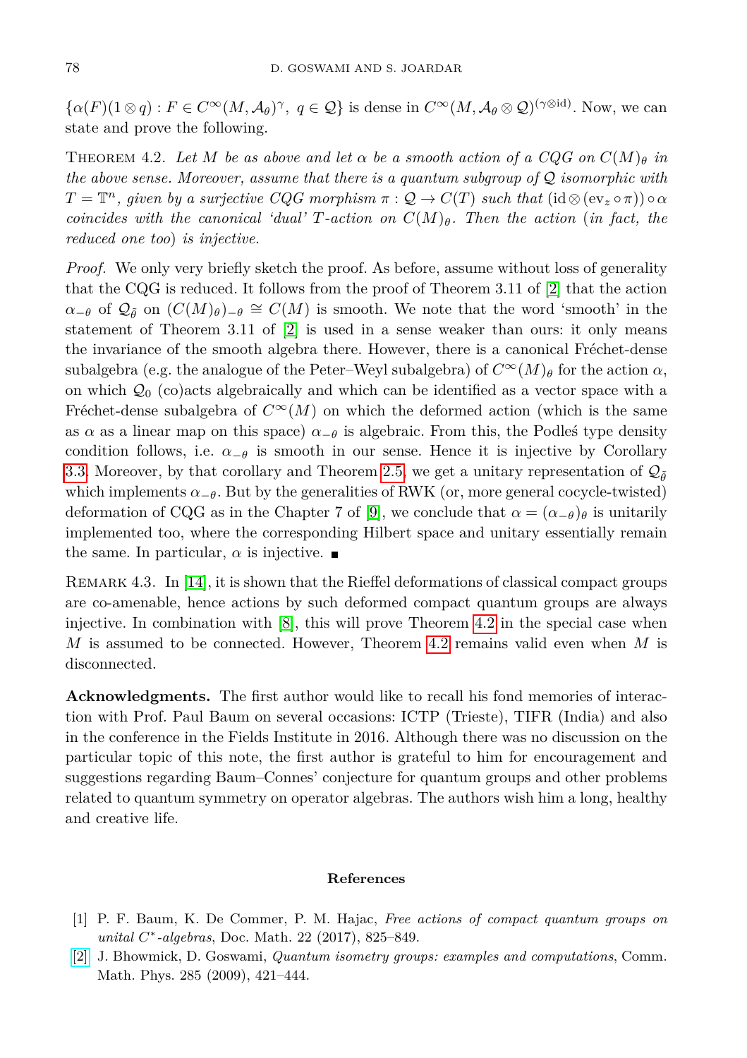$\{\alpha(F)(1 \otimes q) : F \in C^\infty(M, \mathcal{A}_\theta)^\gamma,\ q \in \mathcal{Q}\}$ is dense in $C^\infty(M, \mathcal{A}_\theta \otimes \mathcal{Q})^{(\gamma \otimes \mathrm{id})}$. Now, we can state and prove the following.

THEOREM 4.2. *Let $M$ be as above and let $\alpha$ be a smooth action of a CQG on $C(M)_\theta$ in the above sense. Moreover, assume that there is a quantum subgroup of $\mathcal{Q}$ isomorphic with $T = \mathbb{T}^n$, given by a surjective CQG morphism $\pi : \mathcal{Q} \to C(T)$ such that $(\mathrm{id} \otimes (\mathrm{ev}_z \circ \pi)) \circ \alpha$ coincides with the canonical 'dual' $T$-action on $C(M)_\theta$. Then the action (in fact, the reduced one too) is injective.*

*Proof.* We only very briefly sketch the proof. As before, assume without loss of generality that the CQG is reduced. It follows from the proof of Theorem 3.11 of [2] that the action $\alpha_{-\theta}$ of $\mathcal{Q}_{\tilde{\theta}}$ on $(C(M)_\theta)_{-\theta} \cong C(M)$ is smooth. We note that the word 'smooth' in the statement of Theorem 3.11 of [2] is used in a sense weaker than ours: it only means the invariance of the smooth algebra there. However, there is a canonical Fréchet-dense subalgebra (e.g. the analogue of the Peter–Weyl subalgebra) of $C^\infty(M)_\theta$ for the action $\alpha$, on which $\mathcal{Q}_0$ (co)acts algebraically and which can be identified as a vector space with a Fréchet-dense subalgebra of $C^\infty(M)$ on which the deformed action (which is the same as $\alpha$ as a linear map on this space) $\alpha_{-\theta}$ is algebraic. From this, the Podleś type density condition follows, i.e. $\alpha_{-\theta}$ is smooth in our sense. Hence it is injective by Corollary 3.3. Moreover, by that corollary and Theorem 2.5, we get a unitary representation of $\mathcal{Q}_{\tilde{\theta}}$ which implements $\alpha_{-\theta}$. But by the generalities of RWK (or, more general cocycle-twisted) deformation of CQG as in the Chapter 7 of [9], we conclude that $\alpha = (\alpha_{-\theta})_\theta$ is unitarily implemented too, where the corresponding Hilbert space and unitary essentially remain the same. In particular, $\alpha$ is injective. ∎

REMARK 4.3. In [14], it is shown that the Rieffel deformations of classical compact groups are co-amenable, hence actions by such deformed compact quantum groups are always injective. In combination with [8], this will prove Theorem 4.2 in the special case when $M$ is assumed to be connected. However, Theorem 4.2 remains valid even when $M$ is disconnected.

**Acknowledgments.** The first author would like to recall his fond memories of interaction with Prof. Paul Baum on several occasions: ICTP (Trieste), TIFR (India) and also in the conference in the Fields Institute in 2016. Although there was no discussion on the particular topic of this note, the first author is grateful to him for encouragement and suggestions regarding Baum–Connes' conjecture for quantum groups and other problems related to quantum symmetry on operator algebras. The authors wish him a long, healthy and creative life.

## References

[1] P. F. Baum, K. De Commer, P. M. Hajac, *Free actions of compact quantum groups on unital $C^*$-algebras*, Doc. Math. 22 (2017), 825–849.

[2] J. Bhowmick, D. Goswami, *Quantum isometry groups: examples and computations*, Comm. Math. Phys. 285 (2009), 421–444.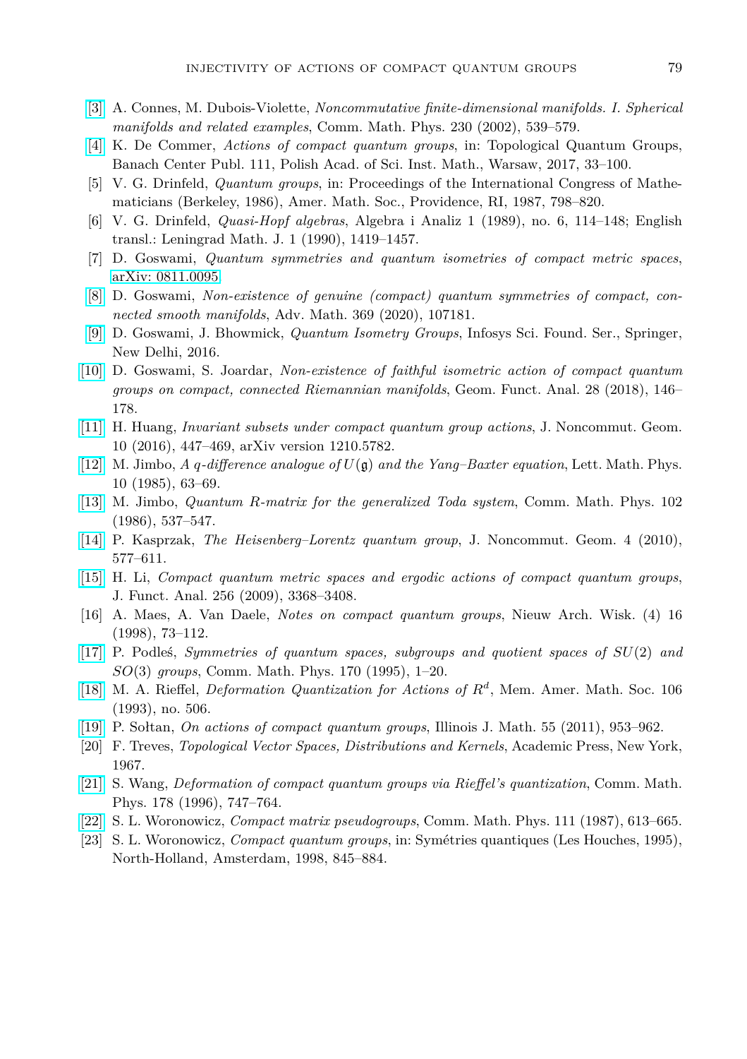[3] A. Connes, M. Dubois-Violette, *Noncommutative finite-dimensional manifolds. I. Spherical manifolds and related examples*, Comm. Math. Phys. 230 (2002), 539–579.

[4] K. De Commer, *Actions of compact quantum groups*, in: Topological Quantum Groups, Banach Center Publ. 111, Polish Acad. of Sci. Inst. Math., Warsaw, 2017, 33–100.

[5] V. G. Drinfeld, *Quantum groups*, in: Proceedings of the International Congress of Mathematicians (Berkeley, 1986), Amer. Math. Soc., Providence, RI, 1987, 798–820.

[6] V. G. Drinfeld, *Quasi-Hopf algebras*, Algebra i Analiz 1 (1989), no. 6, 114–148; English transl.: Leningrad Math. J. 1 (1990), 1419–1457.

[7] D. Goswami, *Quantum symmetries and quantum isometries of compact metric spaces*, arXiv: 0811.0095

[8] D. Goswami, *Non-existence of genuine (compact) quantum symmetries of compact, connected smooth manifolds*, Adv. Math. 369 (2020), 107181.

[9] D. Goswami, J. Bhowmick, *Quantum Isometry Groups*, Infosys Sci. Found. Ser., Springer, New Delhi, 2016.

[10] D. Goswami, S. Joardar, *Non-existence of faithful isometric action of compact quantum groups on compact, connected Riemannian manifolds*, Geom. Funct. Anal. 28 (2018), 146–178.

[11] H. Huang, *Invariant subsets under compact quantum group actions*, J. Noncommut. Geom. 10 (2016), 447–469, arXiv version 1210.5782.

[12] M. Jimbo, *A q-difference analogue of $U(\mathfrak{g})$ and the Yang–Baxter equation*, Lett. Math. Phys. 10 (1985), 63–69.

[13] M. Jimbo, *Quantum R-matrix for the generalized Toda system*, Comm. Math. Phys. 102 (1986), 537–547.

[14] P. Kasprzak, *The Heisenberg–Lorentz quantum group*, J. Noncommut. Geom. 4 (2010), 577–611.

[15] H. Li, *Compact quantum metric spaces and ergodic actions of compact quantum groups*, J. Funct. Anal. 256 (2009), 3368–3408.

[16] A. Maes, A. Van Daele, *Notes on compact quantum groups*, Nieuw Arch. Wisk. (4) 16 (1998), 73–112.

[17] P. Podleś, *Symmetries of quantum spaces, subgroups and quotient spaces of $SU(2)$ and $SO(3)$ groups*, Comm. Math. Phys. 170 (1995), 1–20.

[18] M. A. Rieffel, *Deformation Quantization for Actions of $R^d$*, Mem. Amer. Math. Soc. 106 (1993), no. 506.

[19] P. Sołtan, *On actions of compact quantum groups*, Illinois J. Math. 55 (2011), 953–962.

[20] F. Treves, *Topological Vector Spaces, Distributions and Kernels*, Academic Press, New York, 1967.

[21] S. Wang, *Deformation of compact quantum groups via Rieffel's quantization*, Comm. Math. Phys. 178 (1996), 747–764.

[22] S. L. Woronowicz, *Compact matrix pseudogroups*, Comm. Math. Phys. 111 (1987), 613–665.

[23] S. L. Woronowicz, *Compact quantum groups*, in: Symétries quantiques (Les Houches, 1995), North-Holland, Amsterdam, 1998, 845–884.